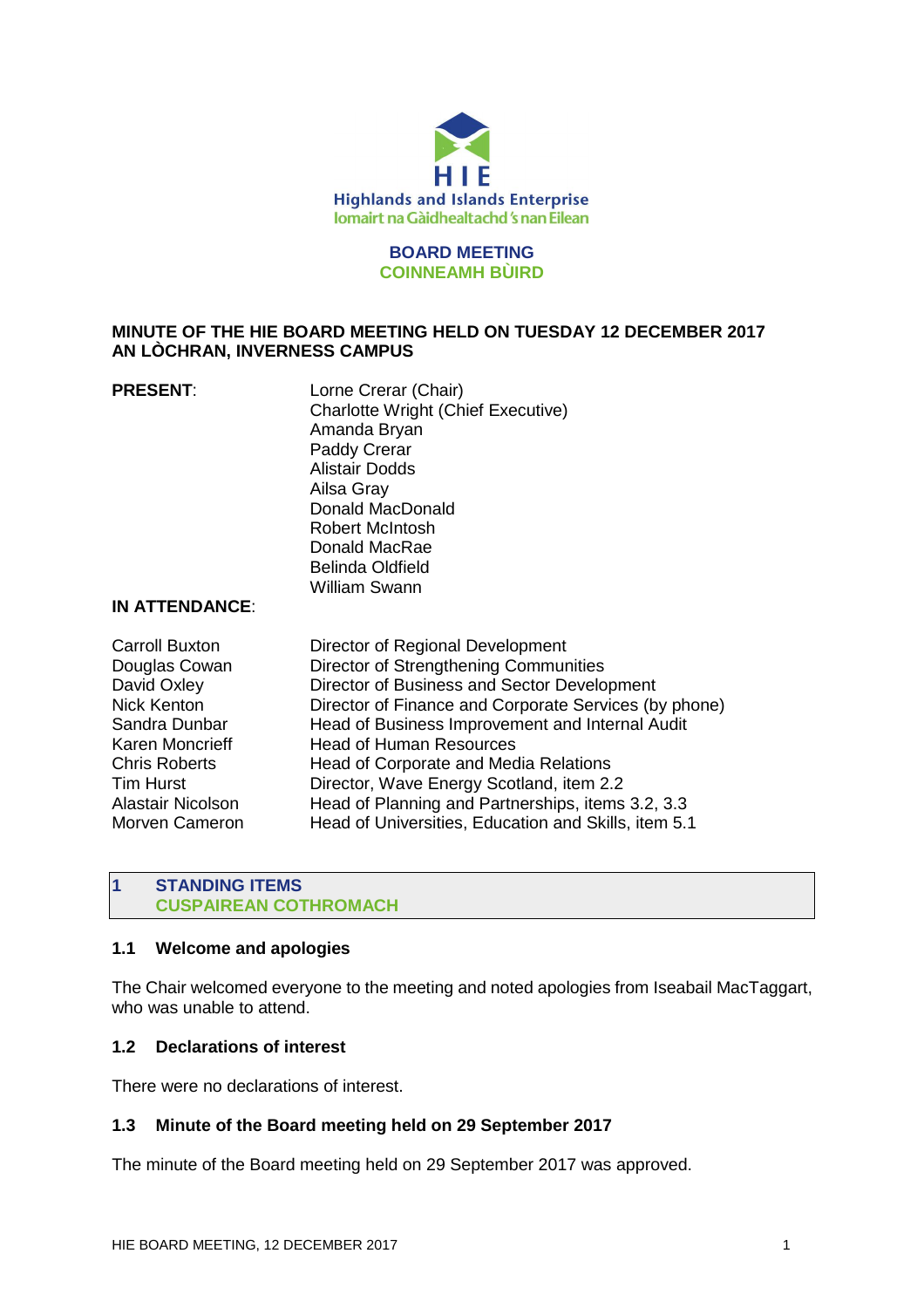Highlands and Islands Enterprise
Iomairt na Gàidhealtachd 's nan Eilean

# BOARD MEETING
# COINNEAMH BÙIRD

**MINUTE OF THE HIE BOARD MEETING HELD ON TUESDAY 12 DECEMBER 2017 AN LÒCHRAN, INVERNESS CAMPUS**

**PRESENT**:

Lorne Crerar (Chair)
Charlotte Wright (Chief Executive)
Amanda Bryan
Paddy Crerar
Alistair Dodds
Ailsa Gray
Donald MacDonald
Robert McIntosh
Donald MacRae
Belinda Oldfield
William Swann

**IN ATTENDANCE**:

| | |
|---|---|
| Carroll Buxton | Director of Regional Development |
| Douglas Cowan | Director of Strengthening Communities |
| David Oxley | Director of Business and Sector Development |
| Nick Kenton | Director of Finance and Corporate Services (by phone) |
| Sandra Dunbar | Head of Business Improvement and Internal Audit |
| Karen Moncrieff | Head of Human Resources |
| Chris Roberts | Head of Corporate and Media Relations |
| Tim Hurst | Director, Wave Energy Scotland, item 2.2 |
| Alastair Nicolson | Head of Planning and Partnerships, items 3.2, 3.3 |
| Morven Cameron | Head of Universities, Education and Skills, item 5.1 |

## 1 STANDING ITEMS
## CUSPAIREAN COTHROMACH

### 1.1 Welcome and apologies

The Chair welcomed everyone to the meeting and noted apologies from Iseabail MacTaggart, who was unable to attend.

### 1.2 Declarations of interest

There were no declarations of interest.

### 1.3 Minute of the Board meeting held on 29 September 2017

The minute of the Board meeting held on 29 September 2017 was approved.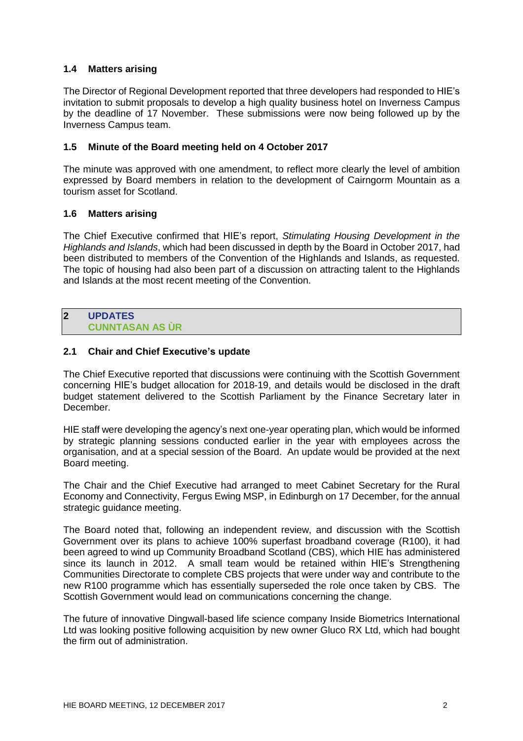### 1.4 Matters arising

The Director of Regional Development reported that three developers had responded to HIE's invitation to submit proposals to develop a high quality business hotel on Inverness Campus by the deadline of 17 November. These submissions were now being followed up by the Inverness Campus team.

### 1.5 Minute of the Board meeting held on 4 October 2017

The minute was approved with one amendment, to reflect more clearly the level of ambition expressed by Board members in relation to the development of Cairngorm Mountain as a tourism asset for Scotland.

### 1.6 Matters arising

The Chief Executive confirmed that HIE's report, *Stimulating Housing Development in the Highlands and Islands*, which had been discussed in depth by the Board in October 2017, had been distributed to members of the Convention of the Highlands and Islands, as requested. The topic of housing had also been part of a discussion on attracting talent to the Highlands and Islands at the most recent meeting of the Convention.

## 2 UPDATES
## CUNNTASAN AS ÙR

### 2.1 Chair and Chief Executive's update

The Chief Executive reported that discussions were continuing with the Scottish Government concerning HIE's budget allocation for 2018-19, and details would be disclosed in the draft budget statement delivered to the Scottish Parliament by the Finance Secretary later in December.

HIE staff were developing the agency's next one-year operating plan, which would be informed by strategic planning sessions conducted earlier in the year with employees across the organisation, and at a special session of the Board. An update would be provided at the next Board meeting.

The Chair and the Chief Executive had arranged to meet Cabinet Secretary for the Rural Economy and Connectivity, Fergus Ewing MSP, in Edinburgh on 17 December, for the annual strategic guidance meeting.

The Board noted that, following an independent review, and discussion with the Scottish Government over its plans to achieve 100% superfast broadband coverage (R100), it had been agreed to wind up Community Broadband Scotland (CBS), which HIE has administered since its launch in 2012. A small team would be retained within HIE's Strengthening Communities Directorate to complete CBS projects that were under way and contribute to the new R100 programme which has essentially superseded the role once taken by CBS. The Scottish Government would lead on communications concerning the change.

The future of innovative Dingwall-based life science company Inside Biometrics International Ltd was looking positive following acquisition by new owner Gluco RX Ltd, which had bought the firm out of administration.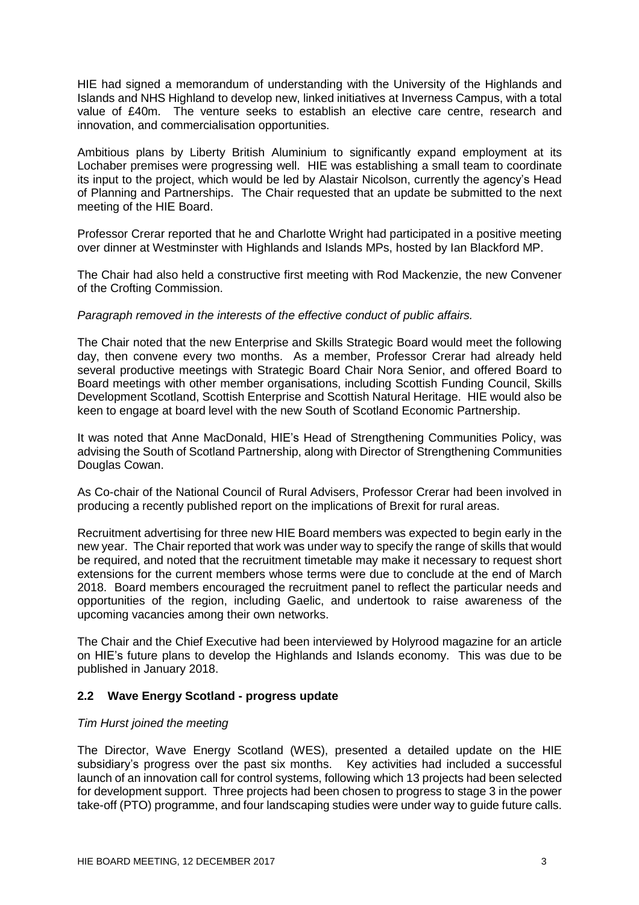HIE had signed a memorandum of understanding with the University of the Highlands and Islands and NHS Highland to develop new, linked initiatives at Inverness Campus, with a total value of £40m. The venture seeks to establish an elective care centre, research and innovation, and commercialisation opportunities.

Ambitious plans by Liberty British Aluminium to significantly expand employment at its Lochaber premises were progressing well. HIE was establishing a small team to coordinate its input to the project, which would be led by Alastair Nicolson, currently the agency's Head of Planning and Partnerships. The Chair requested that an update be submitted to the next meeting of the HIE Board.

Professor Crerar reported that he and Charlotte Wright had participated in a positive meeting over dinner at Westminster with Highlands and Islands MPs, hosted by Ian Blackford MP.

The Chair had also held a constructive first meeting with Rod Mackenzie, the new Convener of the Crofting Commission.

*Paragraph removed in the interests of the effective conduct of public affairs.*

The Chair noted that the new Enterprise and Skills Strategic Board would meet the following day, then convene every two months. As a member, Professor Crerar had already held several productive meetings with Strategic Board Chair Nora Senior, and offered Board to Board meetings with other member organisations, including Scottish Funding Council, Skills Development Scotland, Scottish Enterprise and Scottish Natural Heritage. HIE would also be keen to engage at board level with the new South of Scotland Economic Partnership.

It was noted that Anne MacDonald, HIE's Head of Strengthening Communities Policy, was advising the South of Scotland Partnership, along with Director of Strengthening Communities Douglas Cowan.

As Co-chair of the National Council of Rural Advisers, Professor Crerar had been involved in producing a recently published report on the implications of Brexit for rural areas.

Recruitment advertising for three new HIE Board members was expected to begin early in the new year. The Chair reported that work was under way to specify the range of skills that would be required, and noted that the recruitment timetable may make it necessary to request short extensions for the current members whose terms were due to conclude at the end of March 2018. Board members encouraged the recruitment panel to reflect the particular needs and opportunities of the region, including Gaelic, and undertook to raise awareness of the upcoming vacancies among their own networks.

The Chair and the Chief Executive had been interviewed by Holyrood magazine for an article on HIE's future plans to develop the Highlands and Islands economy. This was due to be published in January 2018.

## 2.2 Wave Energy Scotland - progress update

*Tim Hurst joined the meeting*

The Director, Wave Energy Scotland (WES), presented a detailed update on the HIE subsidiary's progress over the past six months. Key activities had included a successful launch of an innovation call for control systems, following which 13 projects had been selected for development support. Three projects had been chosen to progress to stage 3 in the power take-off (PTO) programme, and four landscaping studies were under way to guide future calls.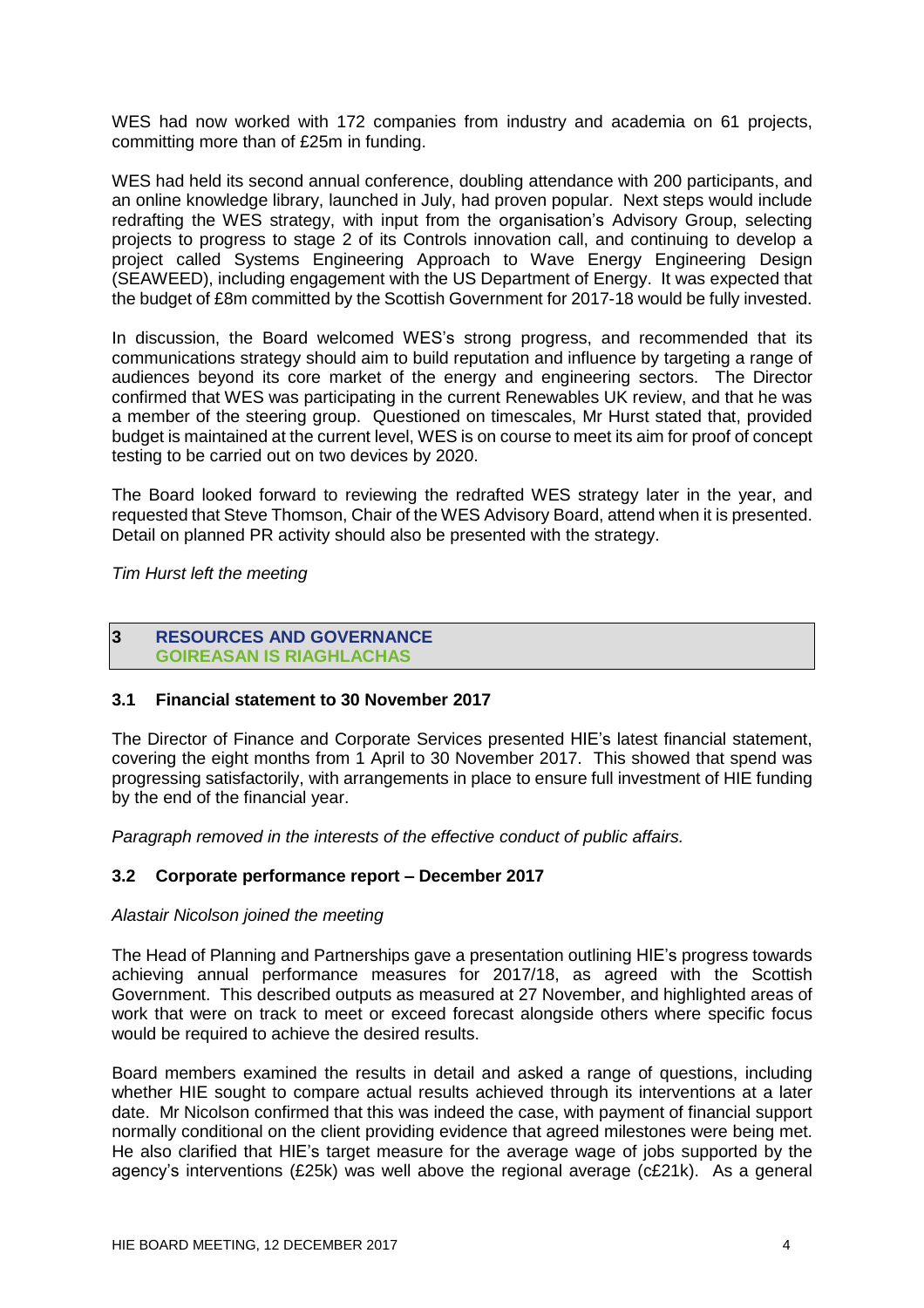WES had now worked with 172 companies from industry and academia on 61 projects, committing more than of £25m in funding.

WES had held its second annual conference, doubling attendance with 200 participants, and an online knowledge library, launched in July, had proven popular. Next steps would include redrafting the WES strategy, with input from the organisation's Advisory Group, selecting projects to progress to stage 2 of its Controls innovation call, and continuing to develop a project called Systems Engineering Approach to Wave Energy Engineering Design (SEAWEED), including engagement with the US Department of Energy. It was expected that the budget of £8m committed by the Scottish Government for 2017-18 would be fully invested.

In discussion, the Board welcomed WES's strong progress, and recommended that its communications strategy should aim to build reputation and influence by targeting a range of audiences beyond its core market of the energy and engineering sectors. The Director confirmed that WES was participating in the current Renewables UK review, and that he was a member of the steering group. Questioned on timescales, Mr Hurst stated that, provided budget is maintained at the current level, WES is on course to meet its aim for proof of concept testing to be carried out on two devices by 2020.

The Board looked forward to reviewing the redrafted WES strategy later in the year, and requested that Steve Thomson, Chair of the WES Advisory Board, attend when it is presented. Detail on planned PR activity should also be presented with the strategy.

*Tim Hurst left the meeting*

## 3 RESOURCES AND GOVERNANCE
## GOIREASAN IS RIAGHLACHAS

### 3.1 Financial statement to 30 November 2017

The Director of Finance and Corporate Services presented HIE's latest financial statement, covering the eight months from 1 April to 30 November 2017. This showed that spend was progressing satisfactorily, with arrangements in place to ensure full investment of HIE funding by the end of the financial year.

*Paragraph removed in the interests of the effective conduct of public affairs.*

### 3.2 Corporate performance report – December 2017

*Alastair Nicolson joined the meeting*

The Head of Planning and Partnerships gave a presentation outlining HIE's progress towards achieving annual performance measures for 2017/18, as agreed with the Scottish Government. This described outputs as measured at 27 November, and highlighted areas of work that were on track to meet or exceed forecast alongside others where specific focus would be required to achieve the desired results.

Board members examined the results in detail and asked a range of questions, including whether HIE sought to compare actual results achieved through its interventions at a later date. Mr Nicolson confirmed that this was indeed the case, with payment of financial support normally conditional on the client providing evidence that agreed milestones were being met. He also clarified that HIE's target measure for the average wage of jobs supported by the agency's interventions (£25k) was well above the regional average (c£21k). As a general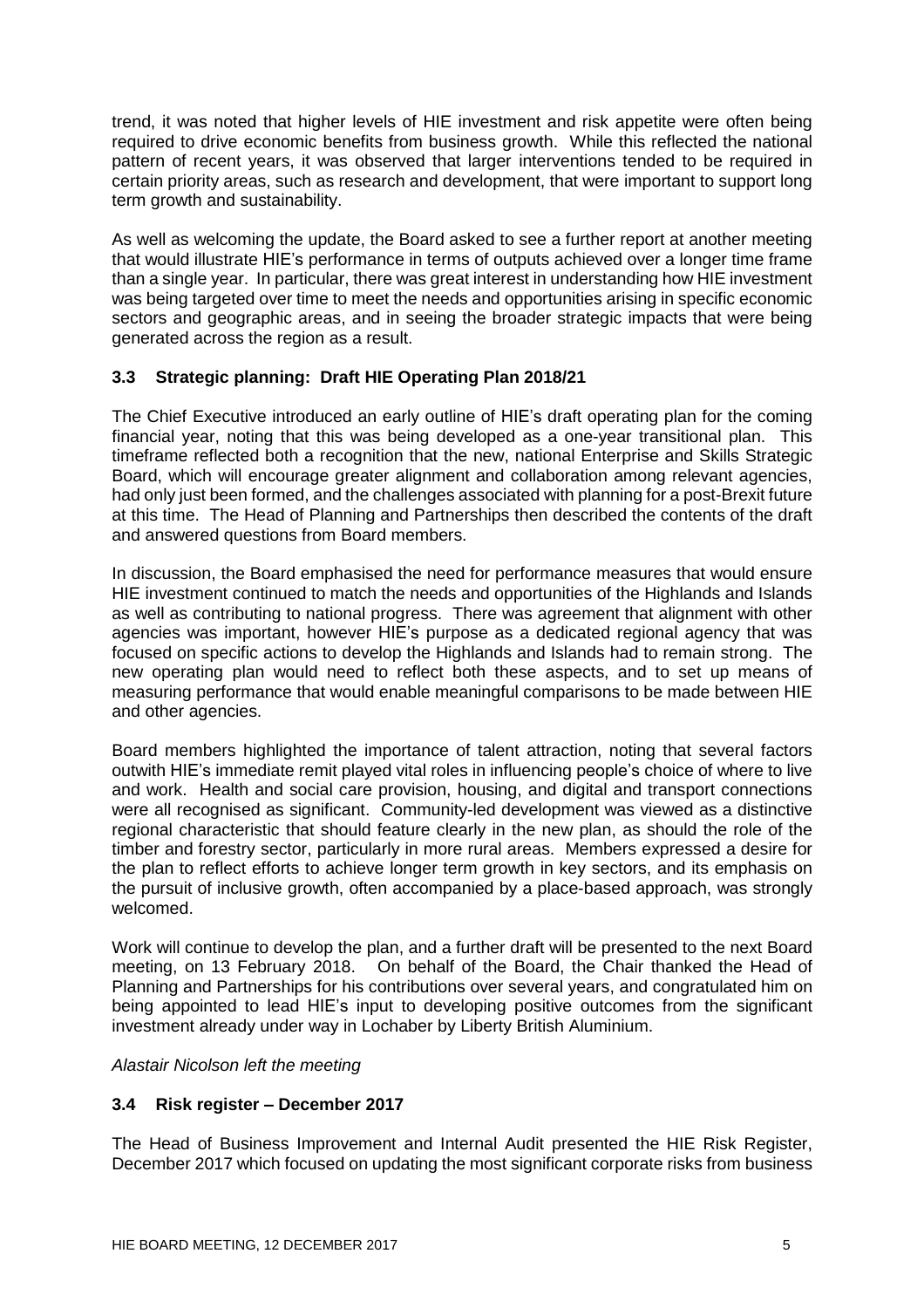trend, it was noted that higher levels of HIE investment and risk appetite were often being required to drive economic benefits from business growth. While this reflected the national pattern of recent years, it was observed that larger interventions tended to be required in certain priority areas, such as research and development, that were important to support long term growth and sustainability.

As well as welcoming the update, the Board asked to see a further report at another meeting that would illustrate HIE's performance in terms of outputs achieved over a longer time frame than a single year. In particular, there was great interest in understanding how HIE investment was being targeted over time to meet the needs and opportunities arising in specific economic sectors and geographic areas, and in seeing the broader strategic impacts that were being generated across the region as a result.

### 3.3 Strategic planning: Draft HIE Operating Plan 2018/21

The Chief Executive introduced an early outline of HIE's draft operating plan for the coming financial year, noting that this was being developed as a one-year transitional plan. This timeframe reflected both a recognition that the new, national Enterprise and Skills Strategic Board, which will encourage greater alignment and collaboration among relevant agencies, had only just been formed, and the challenges associated with planning for a post-Brexit future at this time. The Head of Planning and Partnerships then described the contents of the draft and answered questions from Board members.

In discussion, the Board emphasised the need for performance measures that would ensure HIE investment continued to match the needs and opportunities of the Highlands and Islands as well as contributing to national progress. There was agreement that alignment with other agencies was important, however HIE's purpose as a dedicated regional agency that was focused on specific actions to develop the Highlands and Islands had to remain strong. The new operating plan would need to reflect both these aspects, and to set up means of measuring performance that would enable meaningful comparisons to be made between HIE and other agencies.

Board members highlighted the importance of talent attraction, noting that several factors outwith HIE's immediate remit played vital roles in influencing people's choice of where to live and work. Health and social care provision, housing, and digital and transport connections were all recognised as significant. Community-led development was viewed as a distinctive regional characteristic that should feature clearly in the new plan, as should the role of the timber and forestry sector, particularly in more rural areas. Members expressed a desire for the plan to reflect efforts to achieve longer term growth in key sectors, and its emphasis on the pursuit of inclusive growth, often accompanied by a place-based approach, was strongly welcomed.

Work will continue to develop the plan, and a further draft will be presented to the next Board meeting, on 13 February 2018. On behalf of the Board, the Chair thanked the Head of Planning and Partnerships for his contributions over several years, and congratulated him on being appointed to lead HIE's input to developing positive outcomes from the significant investment already under way in Lochaber by Liberty British Aluminium.

*Alastair Nicolson left the meeting*

### 3.4 Risk register – December 2017

The Head of Business Improvement and Internal Audit presented the HIE Risk Register, December 2017 which focused on updating the most significant corporate risks from business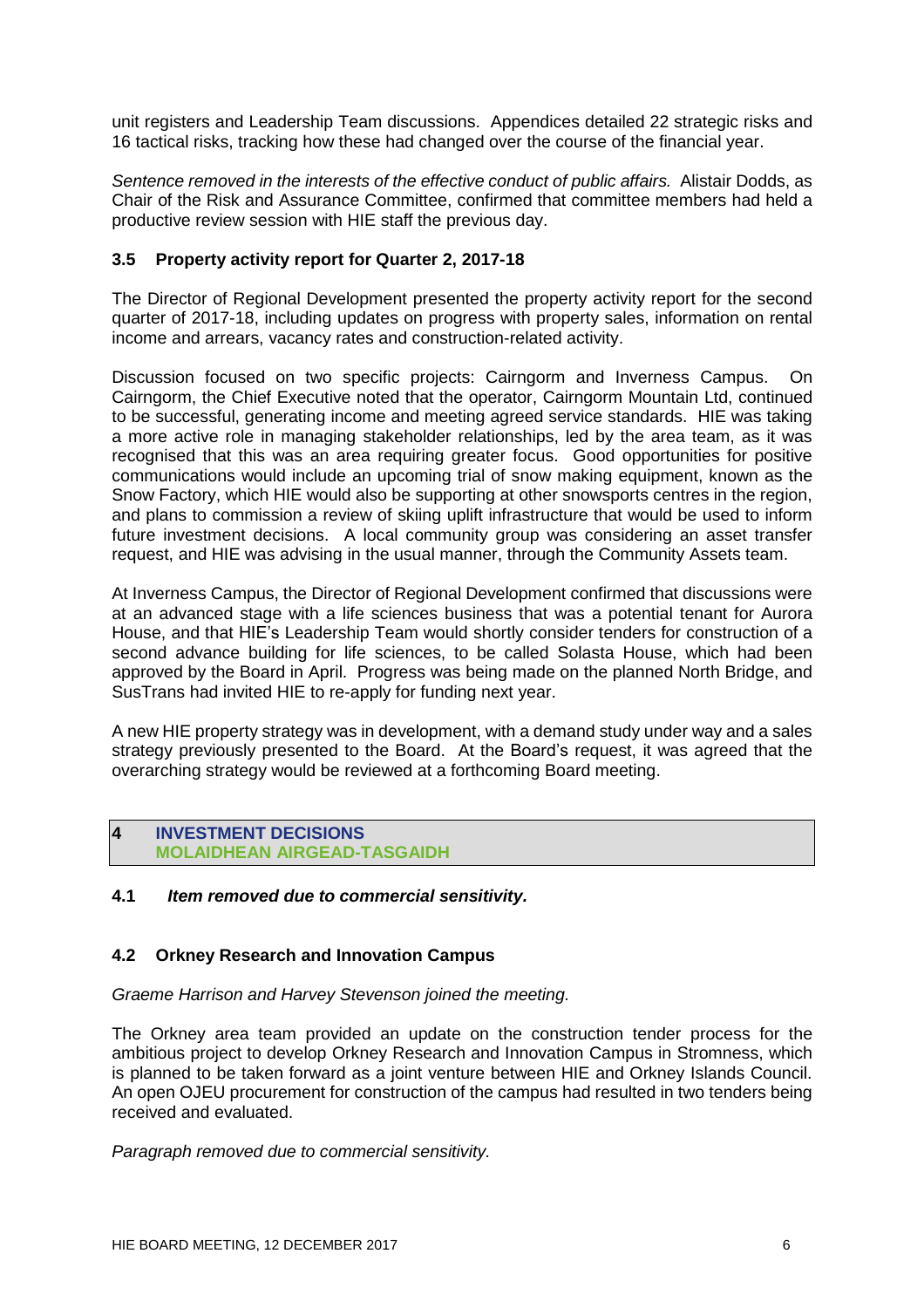unit registers and Leadership Team discussions. Appendices detailed 22 strategic risks and 16 tactical risks, tracking how these had changed over the course of the financial year.

*Sentence removed in the interests of the effective conduct of public affairs.* Alistair Dodds, as Chair of the Risk and Assurance Committee, confirmed that committee members had held a productive review session with HIE staff the previous day.

### 3.5 Property activity report for Quarter 2, 2017-18

The Director of Regional Development presented the property activity report for the second quarter of 2017-18, including updates on progress with property sales, information on rental income and arrears, vacancy rates and construction-related activity.

Discussion focused on two specific projects: Cairngorm and Inverness Campus. On Cairngorm, the Chief Executive noted that the operator, Cairngorm Mountain Ltd, continued to be successful, generating income and meeting agreed service standards. HIE was taking a more active role in managing stakeholder relationships, led by the area team, as it was recognised that this was an area requiring greater focus. Good opportunities for positive communications would include an upcoming trial of snow making equipment, known as the Snow Factory, which HIE would also be supporting at other snowsports centres in the region, and plans to commission a review of skiing uplift infrastructure that would be used to inform future investment decisions. A local community group was considering an asset transfer request, and HIE was advising in the usual manner, through the Community Assets team.

At Inverness Campus, the Director of Regional Development confirmed that discussions were at an advanced stage with a life sciences business that was a potential tenant for Aurora House, and that HIE's Leadership Team would shortly consider tenders for construction of a second advance building for life sciences, to be called Solasta House, which had been approved by the Board in April. Progress was being made on the planned North Bridge, and SusTrans had invited HIE to re-apply for funding next year.

A new HIE property strategy was in development, with a demand study under way and a sales strategy previously presented to the Board. At the Board's request, it was agreed that the overarching strategy would be reviewed at a forthcoming Board meeting.

## 4 INVESTMENT DECISIONS
## MOLAIDHEAN AIRGEAD-TASGAIDH

### 4.1 *Item removed due to commercial sensitivity.*

### 4.2 Orkney Research and Innovation Campus

*Graeme Harrison and Harvey Stevenson joined the meeting.*

The Orkney area team provided an update on the construction tender process for the ambitious project to develop Orkney Research and Innovation Campus in Stromness, which is planned to be taken forward as a joint venture between HIE and Orkney Islands Council. An open OJEU procurement for construction of the campus had resulted in two tenders being received and evaluated.

*Paragraph removed due to commercial sensitivity.*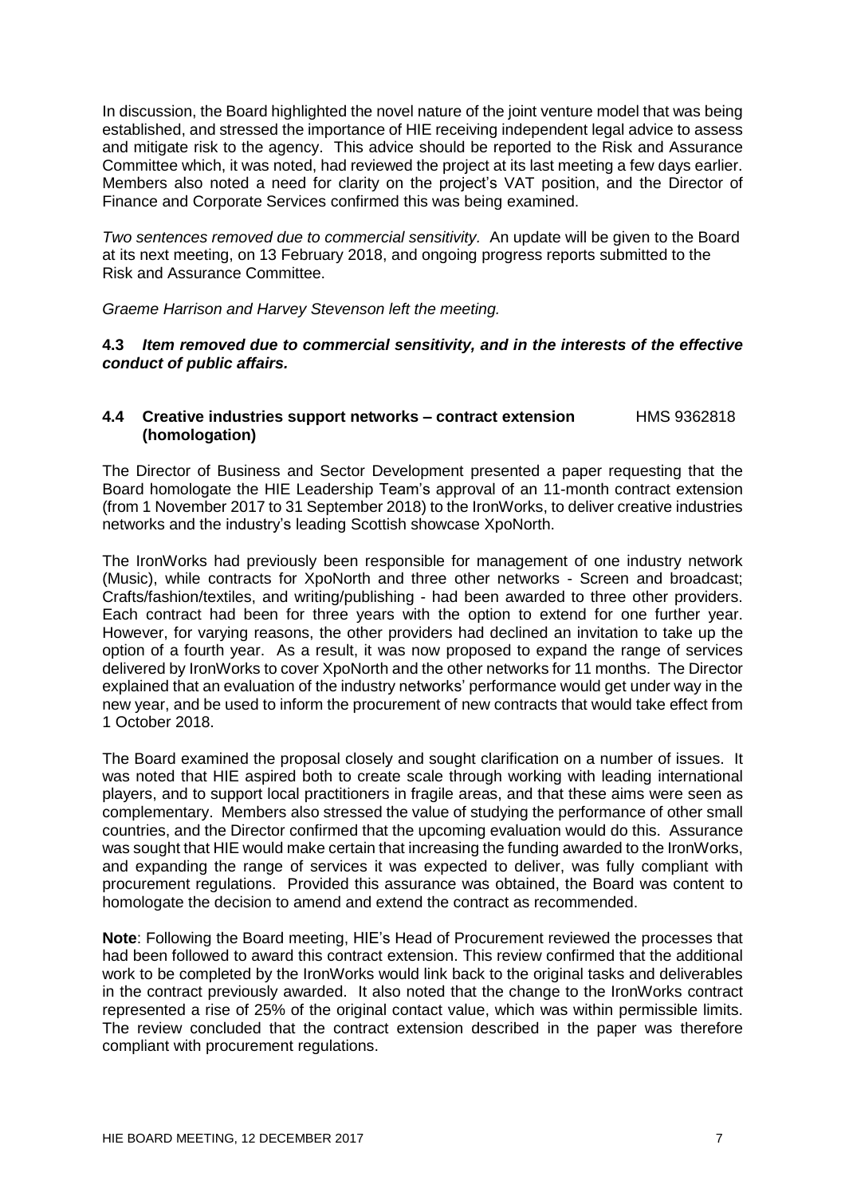In discussion, the Board highlighted the novel nature of the joint venture model that was being established, and stressed the importance of HIE receiving independent legal advice to assess and mitigate risk to the agency. This advice should be reported to the Risk and Assurance Committee which, it was noted, had reviewed the project at its last meeting a few days earlier. Members also noted a need for clarity on the project's VAT position, and the Director of Finance and Corporate Services confirmed this was being examined.

*Two sentences removed due to commercial sensitivity.* An update will be given to the Board at its next meeting, on 13 February 2018, and ongoing progress reports submitted to the Risk and Assurance Committee.

*Graeme Harrison and Harvey Stevenson left the meeting.*

### 4.3 *Item removed due to commercial sensitivity, and in the interests of the effective conduct of public affairs.*

### 4.4 Creative industries support networks – contract extension (homologation) HMS 9362818

The Director of Business and Sector Development presented a paper requesting that the Board homologate the HIE Leadership Team's approval of an 11-month contract extension (from 1 November 2017 to 31 September 2018) to the IronWorks, to deliver creative industries networks and the industry's leading Scottish showcase XpoNorth.

The IronWorks had previously been responsible for management of one industry network (Music), while contracts for XpoNorth and three other networks - Screen and broadcast; Crafts/fashion/textiles, and writing/publishing - had been awarded to three other providers. Each contract had been for three years with the option to extend for one further year. However, for varying reasons, the other providers had declined an invitation to take up the option of a fourth year. As a result, it was now proposed to expand the range of services delivered by IronWorks to cover XpoNorth and the other networks for 11 months. The Director explained that an evaluation of the industry networks' performance would get under way in the new year, and be used to inform the procurement of new contracts that would take effect from 1 October 2018.

The Board examined the proposal closely and sought clarification on a number of issues. It was noted that HIE aspired both to create scale through working with leading international players, and to support local practitioners in fragile areas, and that these aims were seen as complementary. Members also stressed the value of studying the performance of other small countries, and the Director confirmed that the upcoming evaluation would do this. Assurance was sought that HIE would make certain that increasing the funding awarded to the IronWorks, and expanding the range of services it was expected to deliver, was fully compliant with procurement regulations. Provided this assurance was obtained, the Board was content to homologate the decision to amend and extend the contract as recommended.

**Note**: Following the Board meeting, HIE's Head of Procurement reviewed the processes that had been followed to award this contract extension. This review confirmed that the additional work to be completed by the IronWorks would link back to the original tasks and deliverables in the contract previously awarded. It also noted that the change to the IronWorks contract represented a rise of 25% of the original contact value, which was within permissible limits. The review concluded that the contract extension described in the paper was therefore compliant with procurement regulations.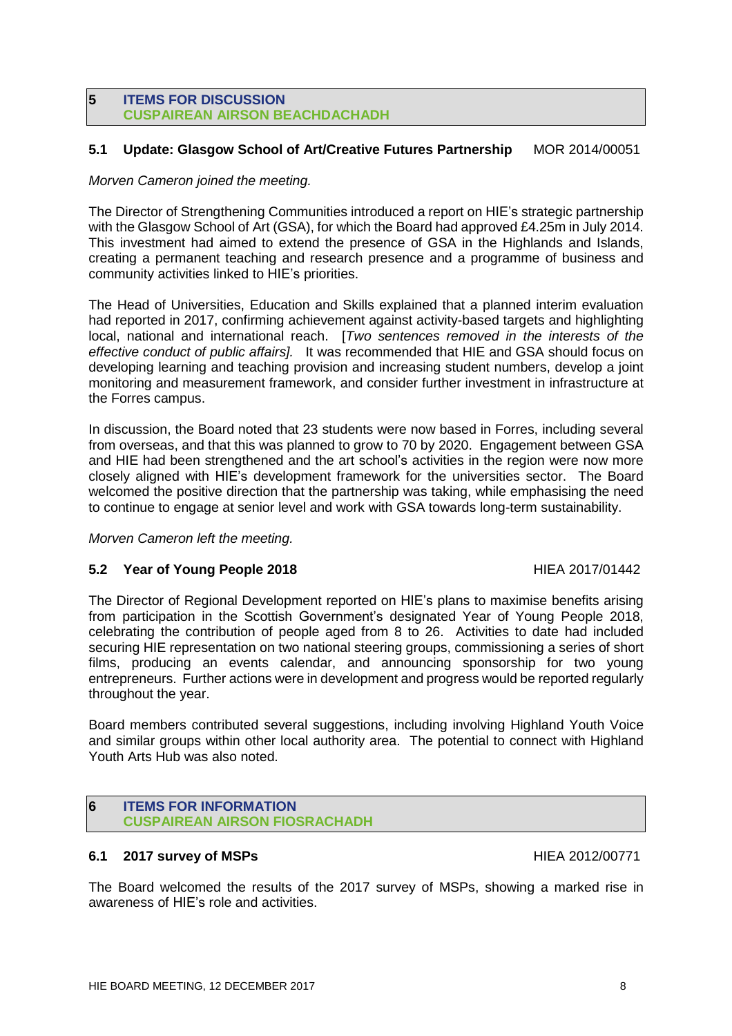## 5 ITEMS FOR DISCUSSION
## CUSPAIREAN AIRSON BEACHDACHADH

### 5.1 Update: Glasgow School of Art/Creative Futures Partnership MOR 2014/00051

*Morven Cameron joined the meeting.*

The Director of Strengthening Communities introduced a report on HIE's strategic partnership with the Glasgow School of Art (GSA), for which the Board had approved £4.25m in July 2014. This investment had aimed to extend the presence of GSA in the Highlands and Islands, creating a permanent teaching and research presence and a programme of business and community activities linked to HIE's priorities.

The Head of Universities, Education and Skills explained that a planned interim evaluation had reported in 2017, confirming achievement against activity-based targets and highlighting local, national and international reach. [*Two sentences removed in the interests of the effective conduct of public affairs].* It was recommended that HIE and GSA should focus on developing learning and teaching provision and increasing student numbers, develop a joint monitoring and measurement framework, and consider further investment in infrastructure at the Forres campus.

In discussion, the Board noted that 23 students were now based in Forres, including several from overseas, and that this was planned to grow to 70 by 2020. Engagement between GSA and HIE had been strengthened and the art school's activities in the region were now more closely aligned with HIE's development framework for the universities sector. The Board welcomed the positive direction that the partnership was taking, while emphasising the need to continue to engage at senior level and work with GSA towards long-term sustainability.

*Morven Cameron left the meeting.*

### 5.2 Year of Young People 2018 HIEA 2017/01442

The Director of Regional Development reported on HIE's plans to maximise benefits arising from participation in the Scottish Government's designated Year of Young People 2018, celebrating the contribution of people aged from 8 to 26. Activities to date had included securing HIE representation on two national steering groups, commissioning a series of short films, producing an events calendar, and announcing sponsorship for two young entrepreneurs. Further actions were in development and progress would be reported regularly throughout the year.

Board members contributed several suggestions, including involving Highland Youth Voice and similar groups within other local authority area. The potential to connect with Highland Youth Arts Hub was also noted.

## 6 ITEMS FOR INFORMATION
## CUSPAIREAN AIRSON FIOSRACHADH

### 6.1 2017 survey of MSPs HIEA 2012/00771

The Board welcomed the results of the 2017 survey of MSPs, showing a marked rise in awareness of HIE's role and activities.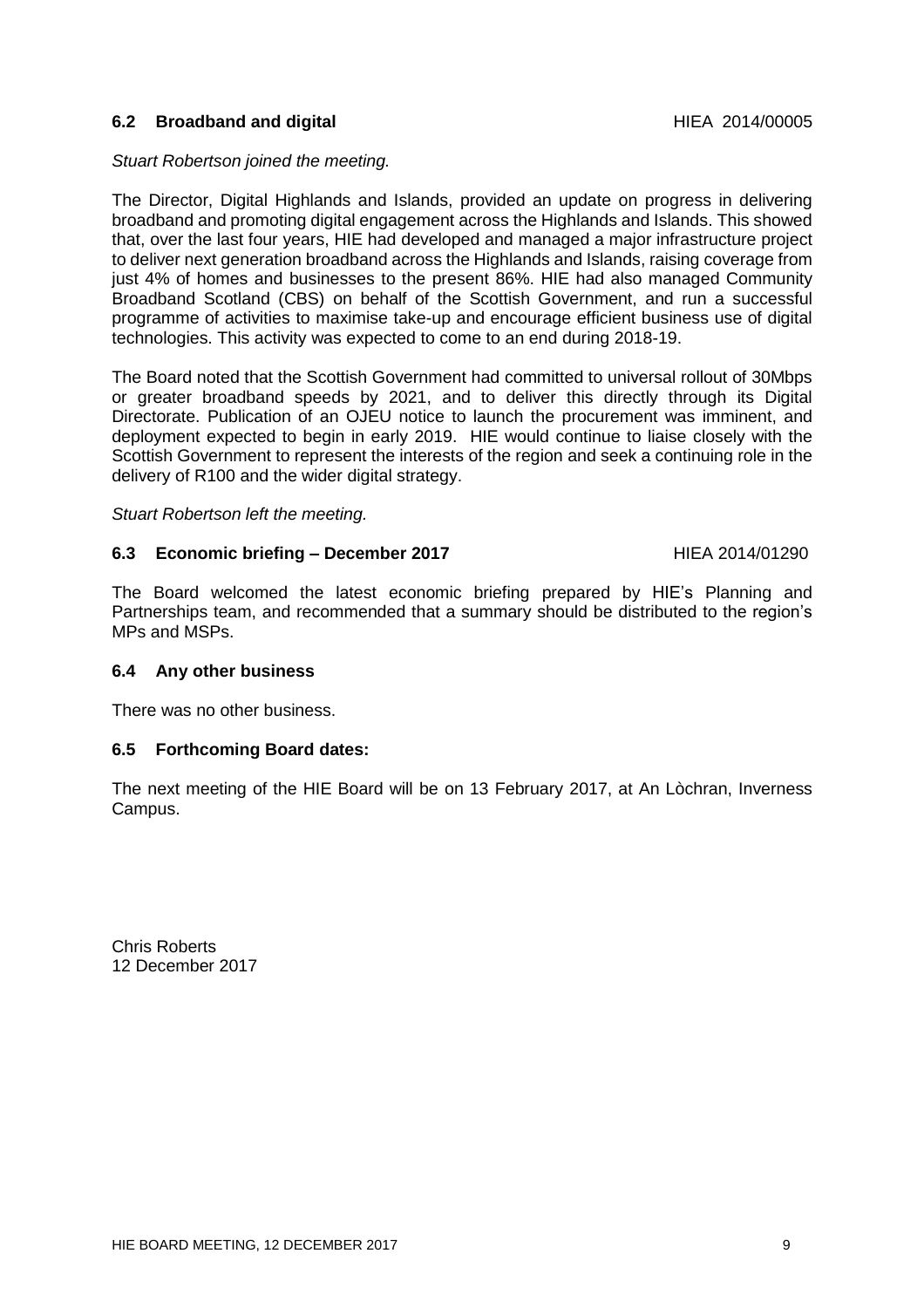### 6.2 Broadband and digital

HIEA 2014/00005

*Stuart Robertson joined the meeting.*

The Director, Digital Highlands and Islands, provided an update on progress in delivering broadband and promoting digital engagement across the Highlands and Islands. This showed that, over the last four years, HIE had developed and managed a major infrastructure project to deliver next generation broadband across the Highlands and Islands, raising coverage from just 4% of homes and businesses to the present 86%. HIE had also managed Community Broadband Scotland (CBS) on behalf of the Scottish Government, and run a successful programme of activities to maximise take-up and encourage efficient business use of digital technologies. This activity was expected to come to an end during 2018-19.

The Board noted that the Scottish Government had committed to universal rollout of 30Mbps or greater broadband speeds by 2021, and to deliver this directly through its Digital Directorate. Publication of an OJEU notice to launch the procurement was imminent, and deployment expected to begin in early 2019. HIE would continue to liaise closely with the Scottish Government to represent the interests of the region and seek a continuing role in the delivery of R100 and the wider digital strategy.

*Stuart Robertson left the meeting.*

### 6.3 Economic briefing – December 2017

HIEA 2014/01290

The Board welcomed the latest economic briefing prepared by HIE's Planning and Partnerships team, and recommended that a summary should be distributed to the region's MPs and MSPs.

### 6.4 Any other business

There was no other business.

### 6.5 Forthcoming Board dates:

The next meeting of the HIE Board will be on 13 February 2017, at An Lòchran, Inverness Campus.

Chris Roberts
12 December 2017